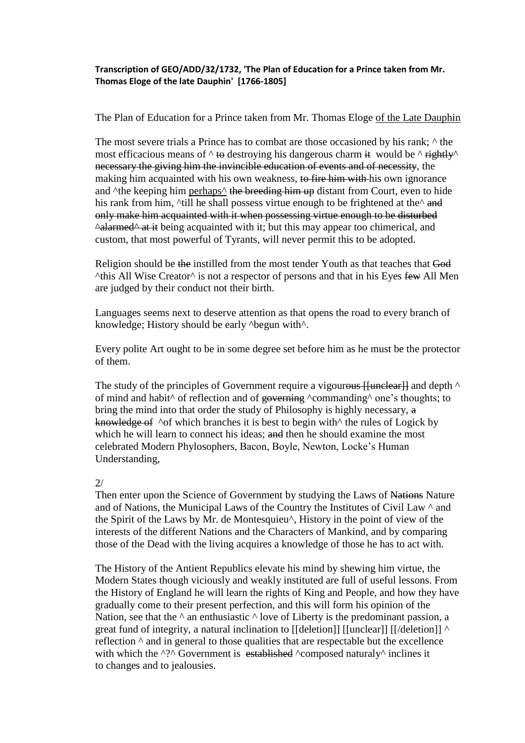**Transcription of GEO/ADD/32/1732, 'The Plan of Education for a Prince taken from Mr. Thomas Eloge of the late Dauphin' [1766-1805]**

The Plan of Education for a Prince taken from Mr. Thomas Eloge of the Late Dauphin

The most severe trials a Prince has to combat are those occasioned by his rank; ^ the most efficacious means of ^ ~~to~~ destroying his dangerous charm ~~it~~ would be ^ ~~rightly~~^ ~~necessary the giving him the invincible education of events and of necessity~~, the making him acquainted with his own weakness, ~~to fire him with~~ his own ignorance and ^the keeping him perhaps^ ~~the breeding him up~~ distant from Court, even to hide his rank from him, ^till he shall possess virtue enough to be frightened at the^ ~~and only make him acquainted with it when possessing virtue enough to be disturbed ^alarmed^ at it~~ being acquainted with it; but this may appear too chimerical, and custom, that most powerful of Tyrants, will never permit this to be adopted.

Religion should be ~~the~~ instilled from the most tender Youth as that teaches that ~~God~~ ^this All Wise Creator^ is not a respector of persons and that in his Eyes ~~few~~ All Men are judged by their conduct not their birth.

Languages seems next to deserve attention as that opens the road to every branch of knowledge; History should be early ^begun with^.

Every polite Art ought to be in some degree set before him as he must be the protector of them.

The study of the principles of Government require a vigour~~ous [[unclear]]~~ and depth ^ of mind and habit^ of reflection and of ~~governing~~ ^commanding^ one's thoughts; to bring the mind into that order the study of Philosophy is highly necessary, ~~a knowledge of~~ ^of which branches it is best to begin with^ the rules of Logick by which he will learn to connect his ideas; ~~and~~ then he should examine the most celebrated Modern Phylosophers, Bacon, Boyle, Newton, Locke's Human Understanding,

2/

Then enter upon the Science of Government by studying the Laws of ~~Nations~~ Nature and of Nations, the Municipal Laws of the Country the Institutes of Civil Law ^ and the Spirit of the Laws by Mr. de Montesquieu^, History in the point of view of the interests of the different Nations and the Characters of Mankind, and by comparing those of the Dead with the living acquires a knowledge of those he has to act with.

The History of the Antient Republics elevate his mind by shewing him virtue, the Modern States though viciously and weakly instituted are full of useful lessons. From the History of England he will learn the rights of King and People, and how they have gradually come to their present perfection, and this will form his opinion of the Nation, see that the ^ an enthusiastic ^ love of Liberty is the predominant passion, a great fund of integrity, a natural inclination to [[deletion]] [[unclear]] [[/deletion]] ^ reflection ^ and in general to those qualities that are respectable but the excellence with which the ^?^ Government is ~~established~~ ^composed naturaly^ inclines it to changes and to jealousies.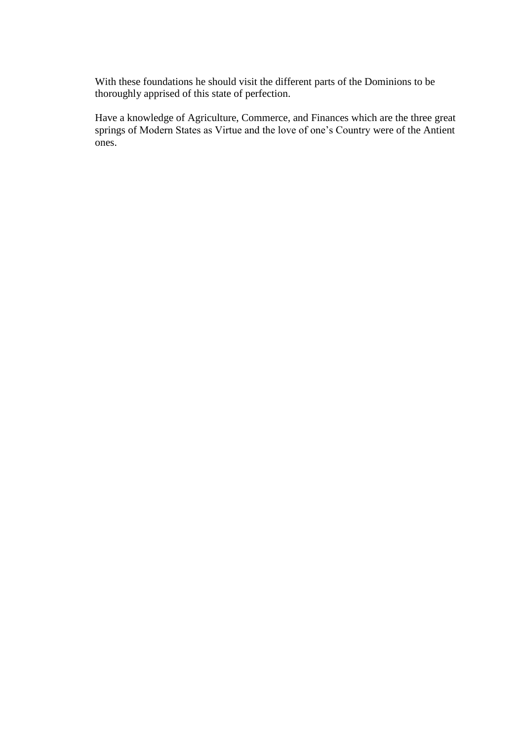With these foundations he should visit the different parts of the Dominions to be thoroughly apprised of this state of perfection.

Have a knowledge of Agriculture, Commerce, and Finances which are the three great springs of Modern States as Virtue and the love of one's Country were of the Antient ones.